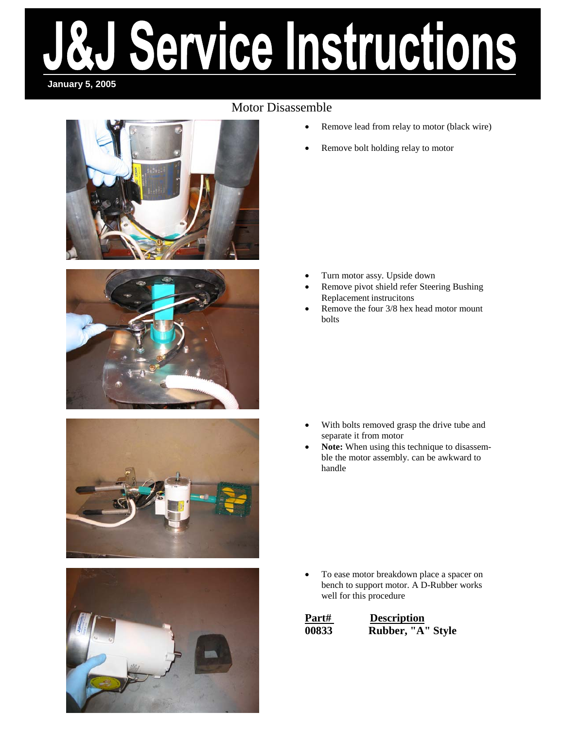# J&J Service Instructions

**January 5, 2005**

## Motor Disassemble

- Remove lead from relay to motor (black wire)
- Remove bolt holding relay to motor

- Turn motor assy. Upside down
- Remove pivot shield refer Steering Bushing Replacement instrucitons
- Remove the four 3/8 hex head motor mount bolts

- With bolts removed grasp the drive tube and separate it from motor
- **Note:** When using this technique to disassemble the motor assembly. can be awkward to handle

- To ease motor breakdown place a spacer on bench to support motor. A D-Rubber works well for this procedure

| Part# | Description |
| --- | --- |
| **00833** | **Rubber, "A" Style** |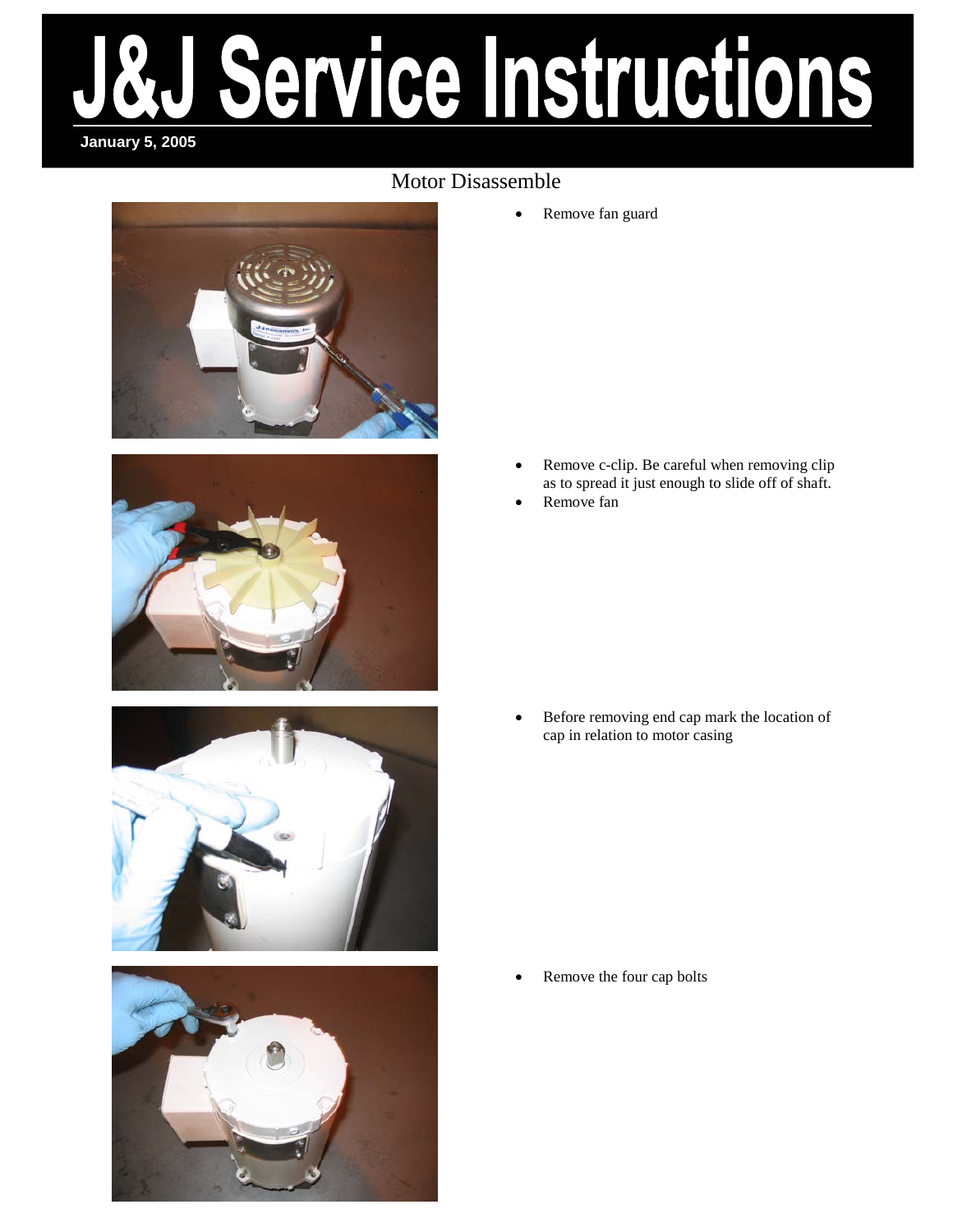# J&J Service Instructions

**January 5, 2005**

## Motor Disassemble

- Remove fan guard

- Remove c-clip. Be careful when removing clip as to spread it just enough to slide off of shaft.
- Remove fan

- Before removing end cap mark the location of cap in relation to motor casing

- Remove the four cap bolts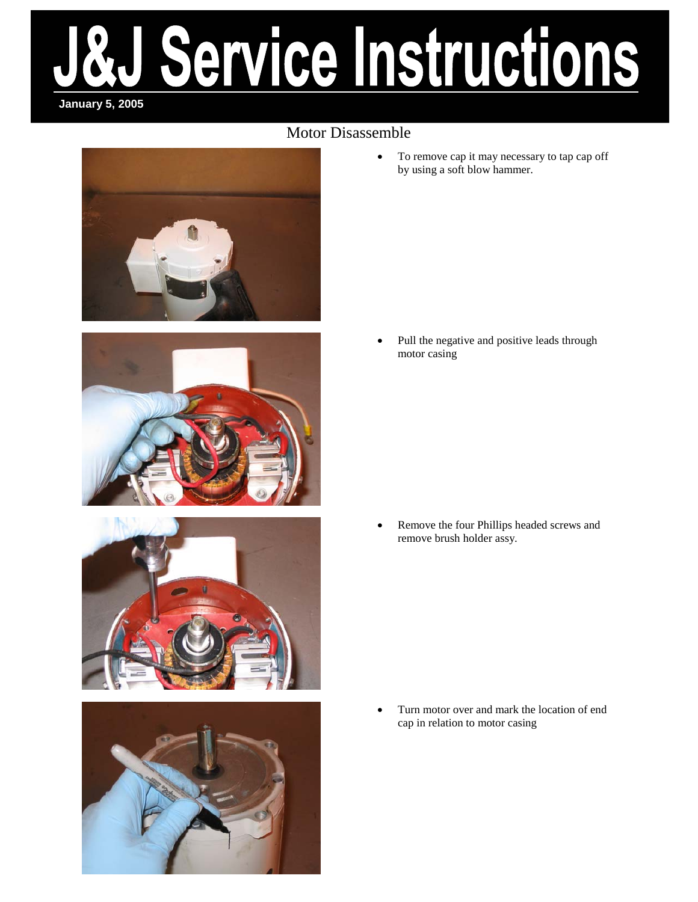# J&J Service Instructions

**January 5, 2005**

## Motor Disassemble

- To remove cap it may necessary to tap cap off by using a soft blow hammer.

- Pull the negative and positive leads through motor casing

- Remove the four Phillips headed screws and remove brush holder assy.

- Turn motor over and mark the location of end cap in relation to motor casing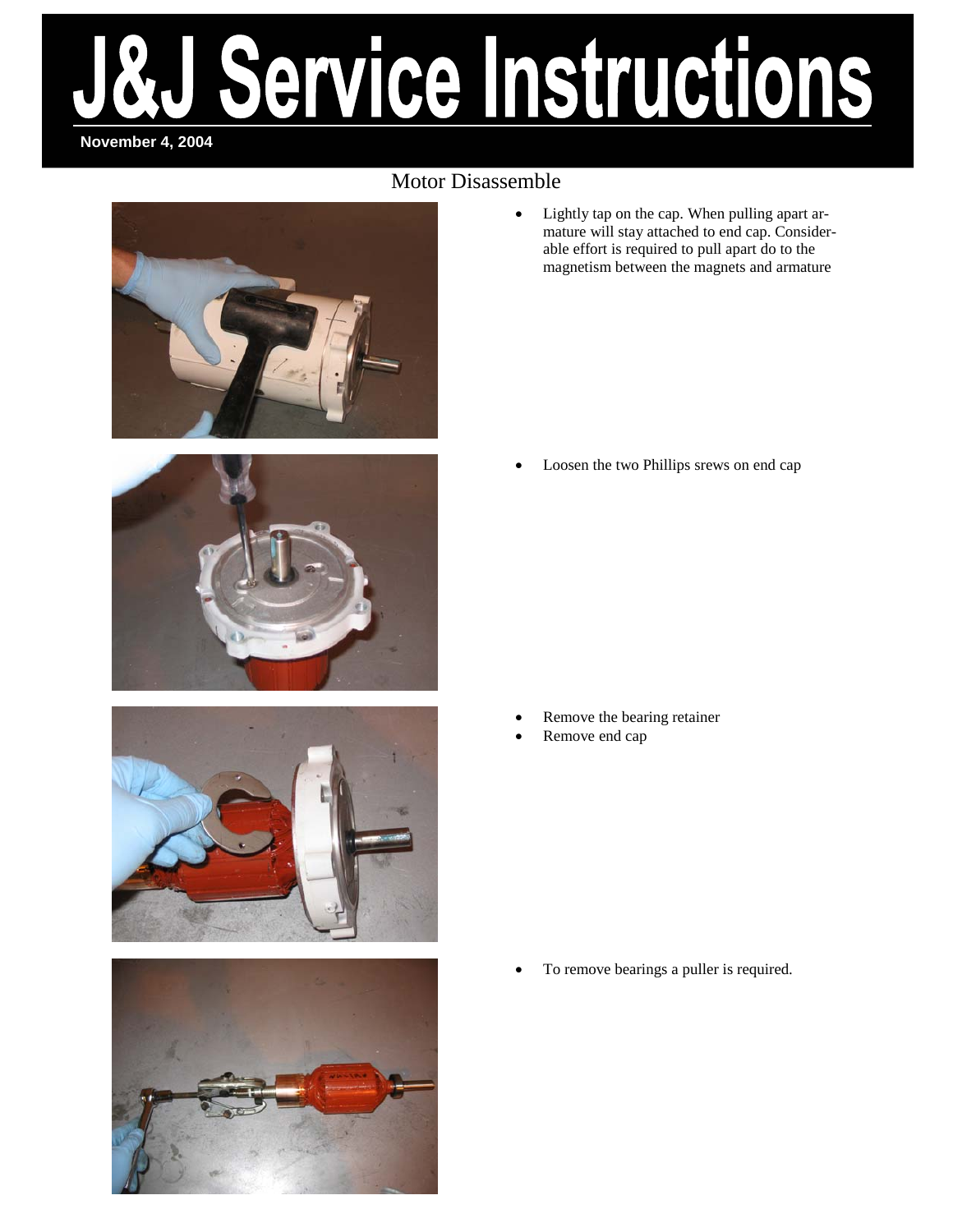# J&J Service Instructions

November 4, 2004

## Motor Disassemble

- Lightly tap on the cap. When pulling apart armature will stay attached to end cap. Considerable effort is required to pull apart do to the magnetism between the magnets and armature

- Loosen the two Phillips srews on end cap

- Remove the bearing retainer
- Remove end cap

- To remove bearings a puller is required.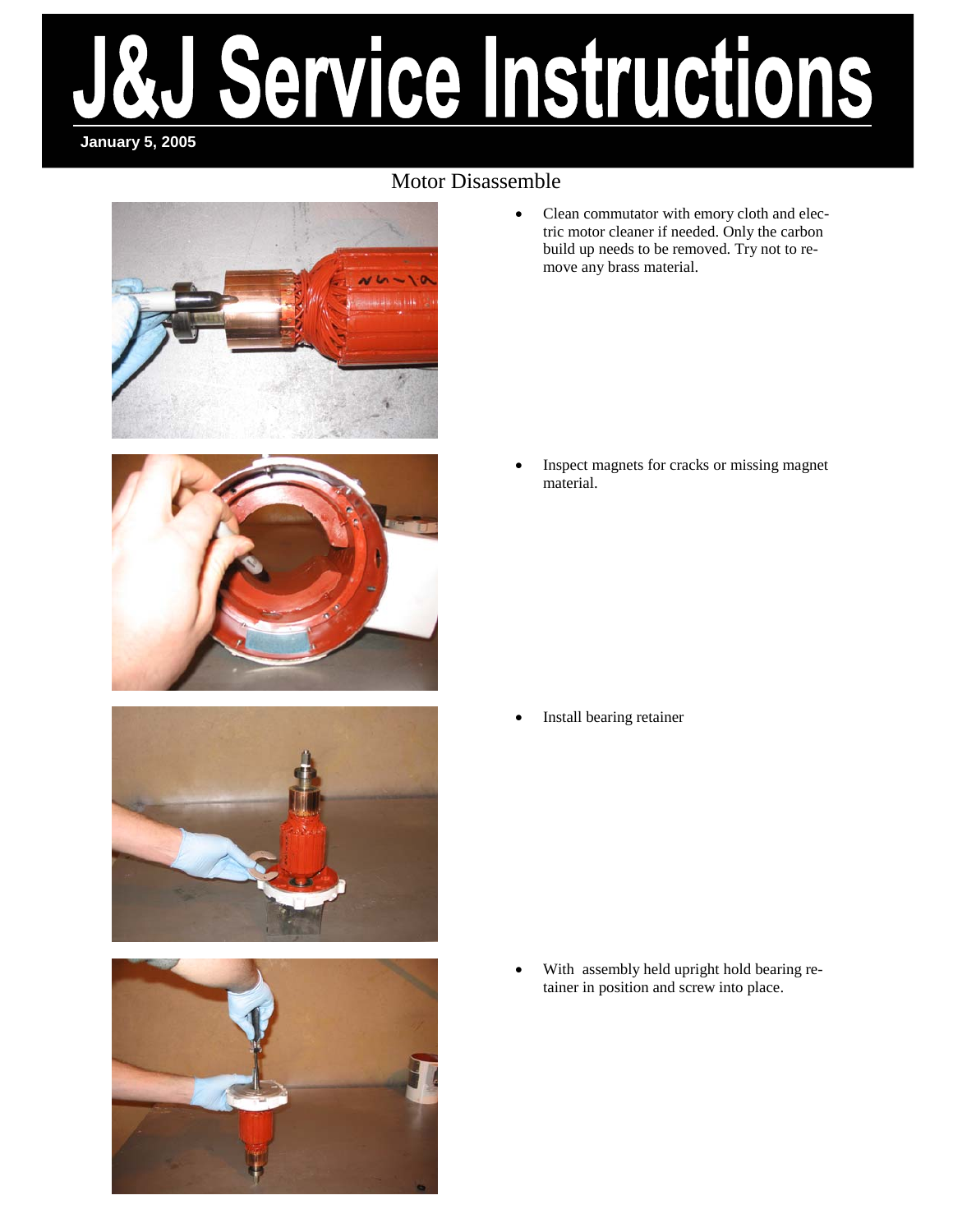# J&J Service Instructions

**January 5, 2005**

## Motor Disassemble

- Clean commutator with emory cloth and electric motor cleaner if needed. Only the carbon build up needs to be removed. Try not to remove any brass material.

- Inspect magnets for cracks or missing magnet material.

- Install bearing retainer

- With assembly held upright hold bearing retainer in position and screw into place.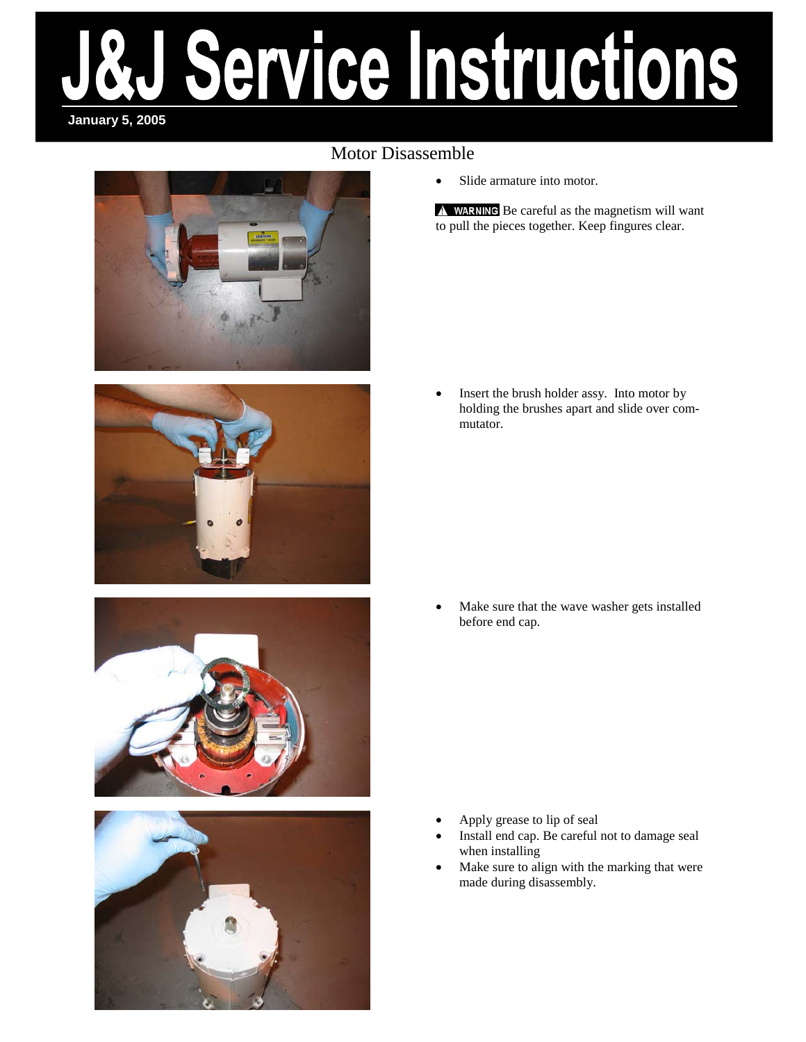# J&J Service Instructions

**January 5, 2005**

## Motor Disassemble

- Slide armature into motor.

**⚠ WARNING** Be careful as the magnetism will want to pull the pieces together. Keep fingures clear.

- Insert the brush holder assy. Into motor by holding the brushes apart and slide over commutator.

- Make sure that the wave washer gets installed before end cap.

- Apply grease to lip of seal
- Install end cap. Be careful not to damage seal when installing
- Make sure to align with the marking that were made during disassembly.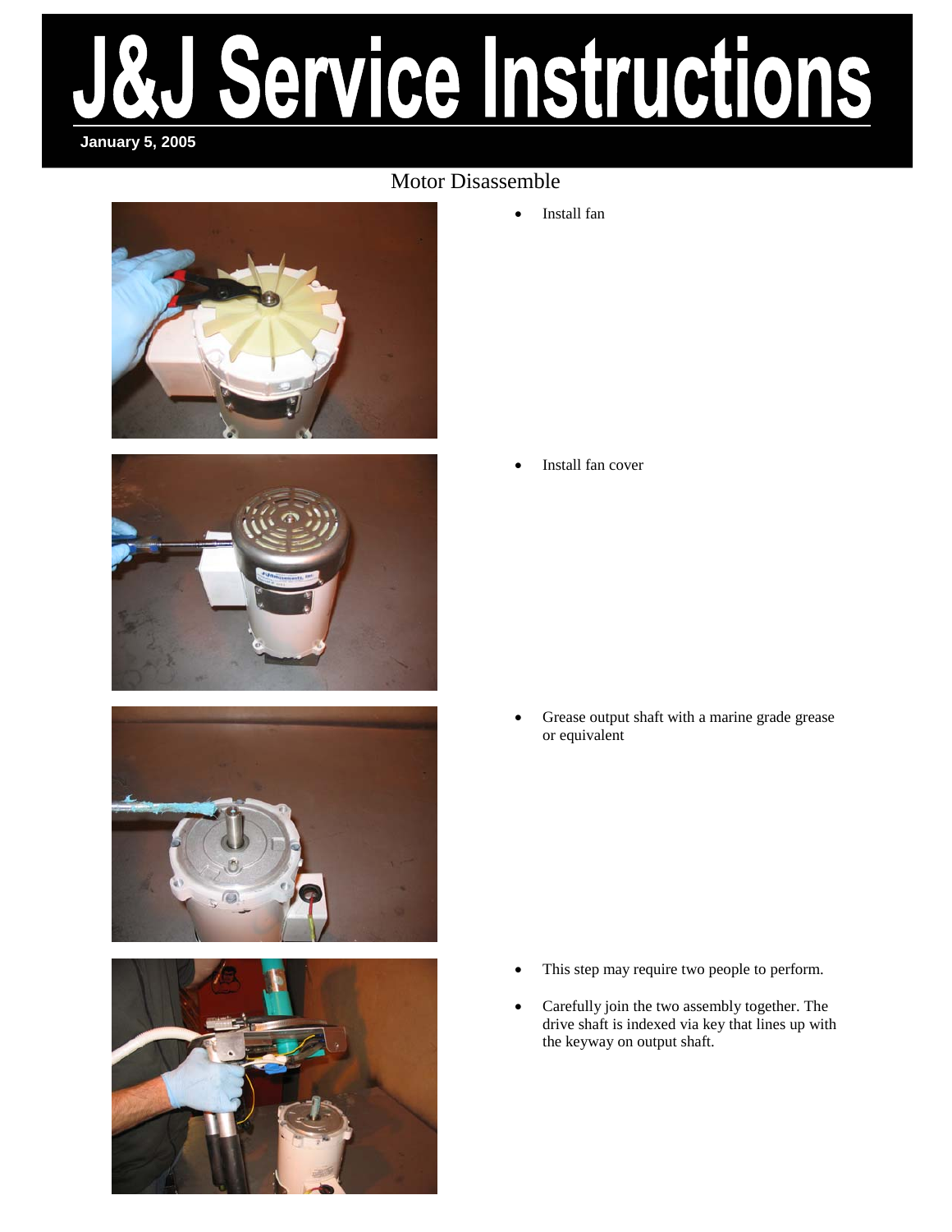# J&J Service Instructions

**January 5, 2005**

## Motor Disassemble

- Install fan

- Install fan cover

- Grease output shaft with a marine grade grease or equivalent

- This step may require two people to perform.
- Carefully join the two assembly together. The drive shaft is indexed via key that lines up with the keyway on output shaft.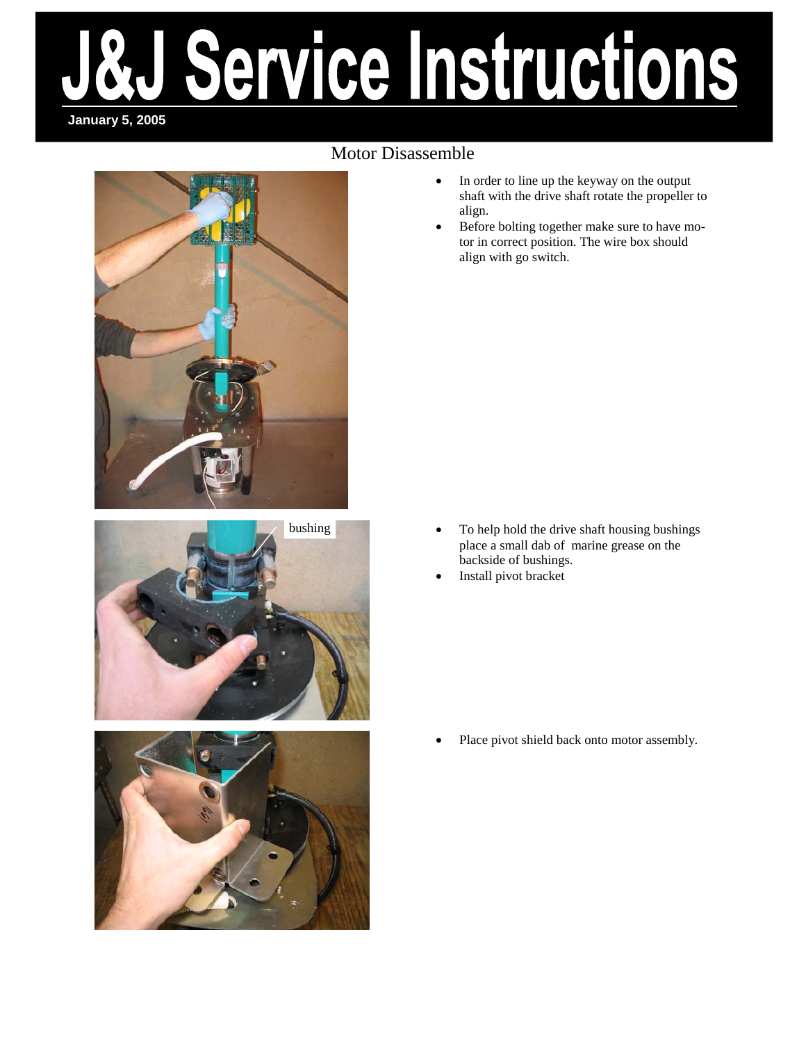# J&J Service Instructions

**January 5, 2005**

## Motor Disassemble

- In order to line up the keyway on the output shaft with the drive shaft rotate the propeller to align.
- Before bolting together make sure to have motor in correct position. The wire box should align with go switch.

bushing

- To help hold the drive shaft housing bushings place a small dab of marine grease on the backside of bushings.
- Install pivot bracket

- Place pivot shield back onto motor assembly.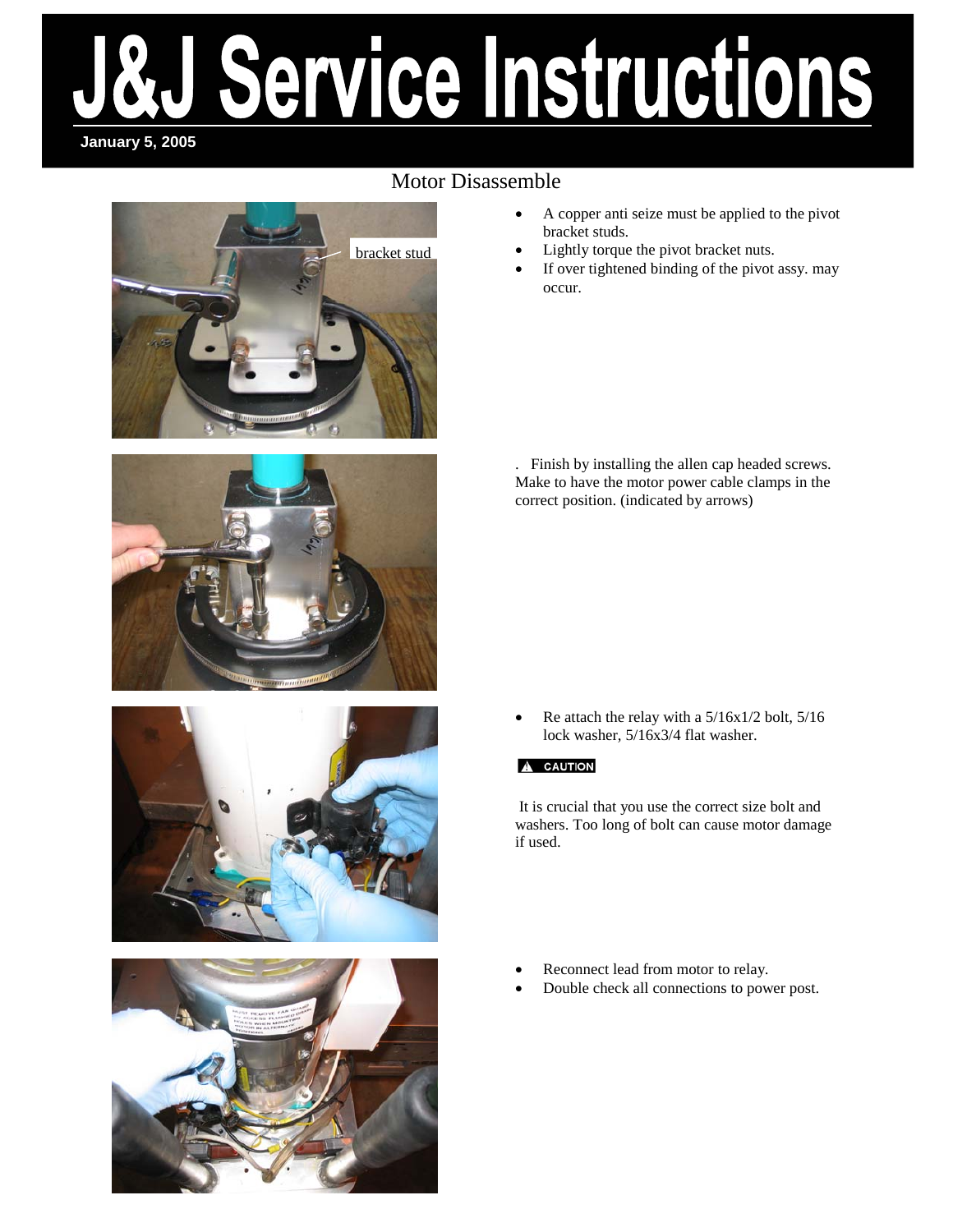# J&J Service Instructions

**January 5, 2005**

## Motor Disassemble

- A copper anti seize must be applied to the pivot bracket studs.
- Lightly torque the pivot bracket nuts.
- If over tightened binding of the pivot assy. may occur.

. Finish by installing the allen cap headed screws. Make to have the motor power cable clamps in the correct position. (indicated by arrows)

- Re attach the relay with a 5/16x1/2 bolt, 5/16 lock washer, 5/16x3/4 flat washer.

**CAUTION**

It is crucial that you use the correct size bolt and washers. Too long of bolt can cause motor damage if used.

- Reconnect lead from motor to relay.
- Double check all connections to power post.